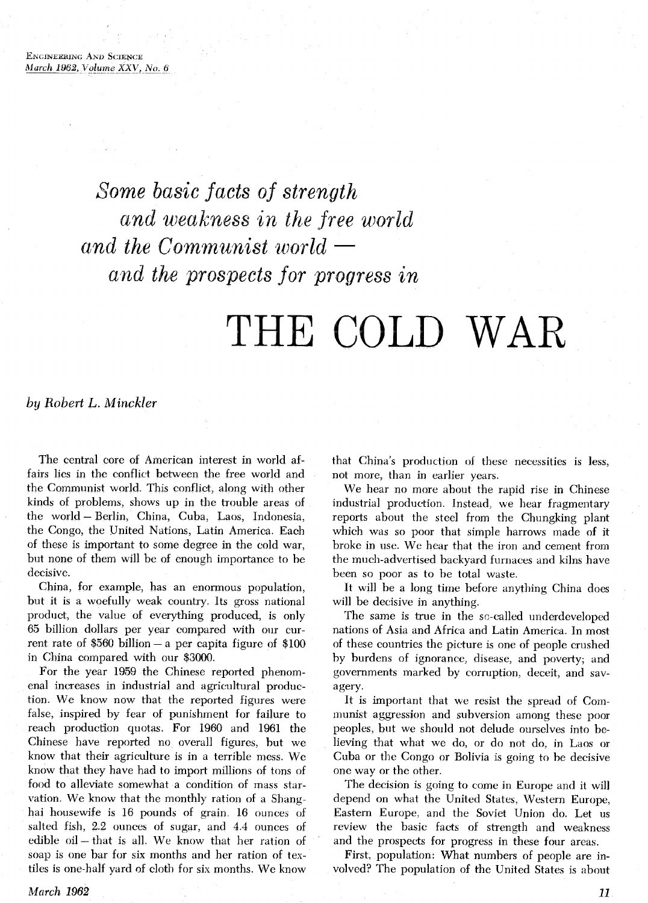# Some basic facts of strength and weakness in the free world and the Communist world — and the prospects for progress in

# THE COLD WAR

*by Robert L. Minckler*

The central core of American interest in world affairs lies in the conflict between the free world and the Communist world. This conflict, along with other kinds of problems, shows up in the trouble areas of the world — Berlin, China, Cuba, Laos, Indonesia, the Congo, the United Nations, Latin America. Each of these is important to some degree in the cold war, but none of them will be of enough importance to be decisive.

China, for example, has an enormous population, but it is a woefully weak country. Its gross national product, the value of everything produced, is only 65 billion dollars per year compared with our current rate of $560 billion — a per capita figure of $100 in China compared with our $3000.

For the year 1959 the Chinese reported phenomenal increases in industrial and agricultural production. We know now that the reported figures were false, inspired by fear of punishment for failure to reach production quotas. For 1960 and 1961 the Chinese have reported no overall figures, but we know that their agriculture is in a terrible mess. We know that they have had to import millions of tons of food to alleviate somewhat a condition of mass starvation. We know that the monthly ration of a Shanghai housewife is 16 pounds of grain, 16 ounces of salted fish, 2.2 ounces of sugar, and 4.4 ounces of edible oil — that is all. We know that her ration of soap is one bar for six months and her ration of textiles is one-half yard of cloth for six months. We know that China's production of these necessities is less, not more, than in earlier years.

We hear no more about the rapid rise in Chinese industrial production. Instead, we hear fragmentary reports about the steel from the Chungking plant which was so poor that simple harrows made of it broke in use. We hear that the iron and cement from the much-advertised backyard furnaces and kilns have been so poor as to be total waste.

It will be a long time before anything China does will be decisive in anything.

The same is true in the so-called underdeveloped nations of Asia and Africa and Latin America. In most of these countries the picture is one of people crushed by burdens of ignorance, disease, and poverty; and governments marked by corruption, deceit, and savagery.

It is important that we resist the spread of Communist aggression and subversion among these poor peoples, but we should not delude ourselves into believing that what we do, or do not do, in Laos or Cuba or the Congo or Bolivia is going to be decisive one way or the other.

The decision is going to come in Europe and it will depend on what the United States, Western Europe, Eastern Europe, and the Soviet Union do. Let us review the basic facts of strength and weakness and the prospects for progress in these four areas.

First, population: What numbers of people are involved? The population of the United States is about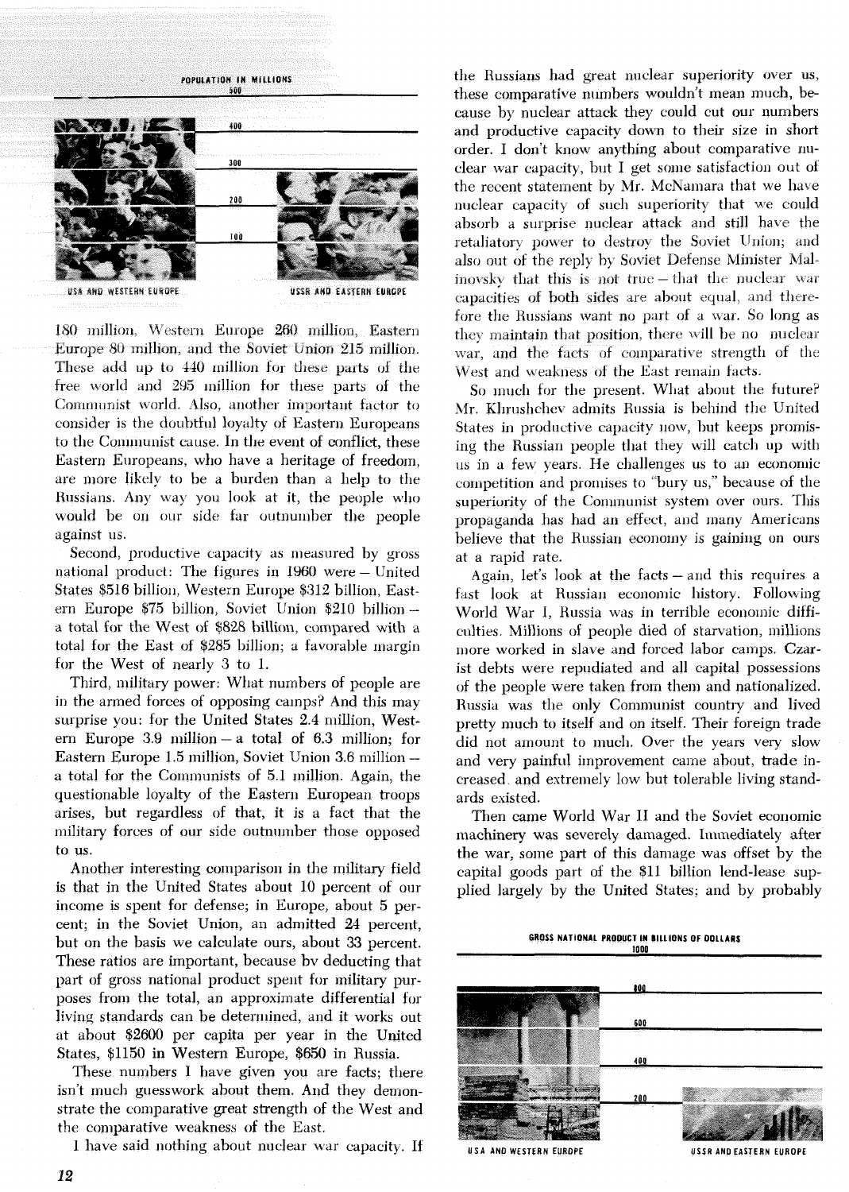POPULATION IN MILLIONS

USA AND WESTERN EUROPE — USSR AND EASTERN EUROPE

180 million, Western Europe 260 million, Eastern Europe 80 million, and the Soviet Union 215 million. These add up to 440 million for these parts of the free world and 295 million for these parts of the Communist world. Also, another important factor to consider is the doubtful loyalty of Eastern Europeans to the Communist cause. In the event of conflict, these Eastern Europeans, who have a heritage of freedom, are more likely to be a burden than a help to the Russians. Any way you look at it, the people who would be on our side far outnumber the people against us.

Second, productive capacity as measured by gross national product: The figures in 1960 were – United States $516 billion, Western Europe $312 billion, Eastern Europe $75 billion, Soviet Union $210 billion – a total for the West of $828 billion, compared with a total for the East of $285 billion; a favorable margin for the West of nearly 3 to 1.

Third, military power: What numbers of people are in the armed forces of opposing camps? And this may surprise you: for the United States 2.4 million, Western Europe 3.9 million – a total of 6.3 million; for Eastern Europe 1.5 million, Soviet Union 3.6 million – a total for the Communists of 5.1 million. Again, the questionable loyalty of the Eastern European troops arises, but regardless of that, it is a fact that the military forces of our side outnumber those opposed to us.

Another interesting comparison in the military field is that in the United States about 10 percent of our income is spent for defense; in Europe, about 5 percent; in the Soviet Union, an admitted 24 percent, but on the basis we calculate ours, about 33 percent. These ratios are important, because by deducting that part of gross national product spent for military purposes from the total, an approximate differential for living standards can be determined, and it works out at about $2600 per capita per year in the United States, $1150 in Western Europe, $650 in Russia.

These numbers I have given you are facts; there isn't much guesswork about them. And they demonstrate the comparative great strength of the West and the comparative weakness of the East.

I have said nothing about nuclear war capacity. If the Russians had great nuclear superiority over us, these comparative numbers wouldn't mean much, because by nuclear attack they could cut our numbers and productive capacity down to their size in short order. I don't know anything about comparative nuclear war capacity, but I get some satisfaction out of the recent statement by Mr. McNamara that we have nuclear capacity of such superiority that we could absorb a surprise nuclear attack and still have the retaliatory power to destroy the Soviet Union; and also out of the reply by Soviet Defense Minister Malinovsky that this is not true – that the nuclear war capacities of both sides are about equal, and therefore the Russians want no part of a war. So long as they maintain that position, there will be no nuclear war, and the facts of comparative strength of the West and weakness of the East remain facts.

So much for the present. What about the future? Mr. Khrushchev admits Russia is behind the United States in productive capacity now, but keeps promising the Russian people that they will catch up with us in a few years. He challenges us to an economic competition and promises to "bury us," because of the superiority of the Communist system over ours. This propaganda has had an effect, and many Americans believe that the Russian economy is gaining on ours at a rapid rate.

Again, let's look at the facts – and this requires a fast look at Russian economic history. Following World War I, Russia was in terrible economic difficulties. Millions of people died of starvation, millions more worked in slave and forced labor camps. Czarist debts were repudiated and all capital possessions of the people were taken from them and nationalized. Russia was the only Communist country and lived pretty much to itself and on itself. Their foreign trade did not amount to much. Over the years very slow and very painful improvement came about, trade increased, and extremely low but tolerable living standards existed.

Then came World War II and the Soviet economic machinery was severely damaged. Immediately after the war, some part of this damage was offset by the capital goods part of the $11 billion lend-lease supplied largely by the United States; and by probably

GROSS NATIONAL PRODUCT IN BILLIONS OF DOLLARS

USA AND WESTERN EUROPE — USSR AND EASTERN EUROPE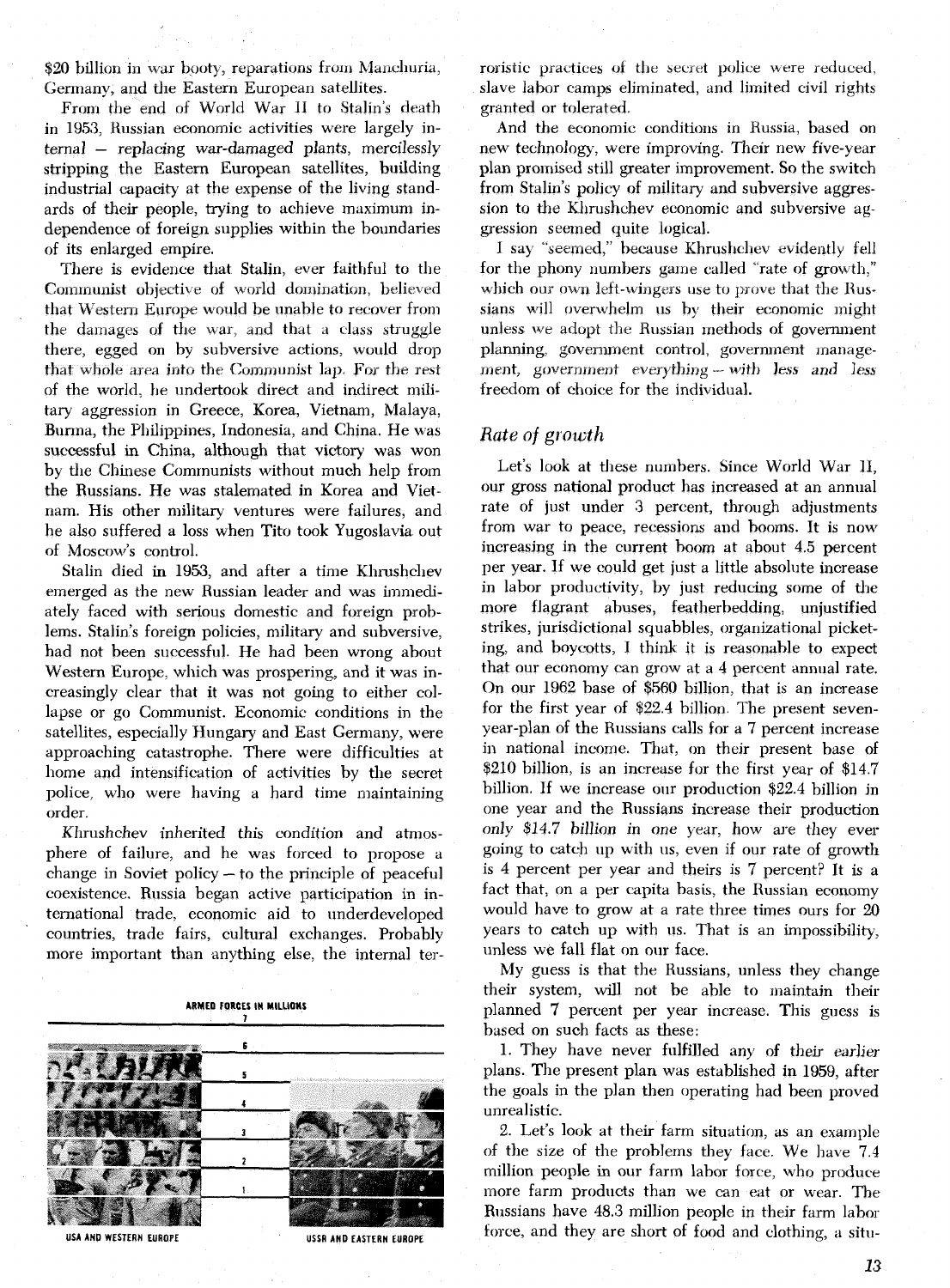$20 billion in war booty, reparations from Manchuria, Germany, and the Eastern European satellites.

From the end of World War II to Stalin's death in 1953, Russian economic activities were largely internal – *replacing war-damaged plants, mercilessly stripping the Eastern European satellites, building industrial capacity at the expense of the living standards of their people, trying to achieve maximum independence of foreign supplies within the boundaries of its enlarged empire.*

There is evidence that Stalin, ever faithful to the Communist objective of world domination, believed that Western Europe would be unable to recover from the damages of the war, and that a class struggle there, egged on by subversive actions, would drop that whole area into the Communist lap. For the rest of the world, he undertook direct and indirect military aggression in Greece, Korea, Vietnam, Malaya, Burma, the Philippines, Indonesia, and China. He was successful in China, although that victory was won by the Chinese Communists without much help from the Russians. He was stalemated in Korea and Vietnam. His other military ventures were failures, and he also suffered a loss when Tito took Yugoslavia out of Moscow's control.

Stalin died in 1953, and after a time Khrushchev emerged as the new Russian leader and was immediately faced with serious domestic and foreign problems. Stalin's foreign policies, military and subversive, had not been successful. He had been wrong about Western Europe, which was prospering, and it was increasingly clear that it was not going to either collapse or go Communist. Economic conditions in the satellites, especially Hungary and East Germany, were approaching catastrophe. There were difficulties at home and intensification of activities by the secret police, who were having a hard time maintaining order.

Khrushchev inherited this condition and atmosphere of failure, and he was forced to propose a change in Soviet policy – to the principle of peaceful coexistence. Russia began active participation in international trade, economic aid to underdeveloped countries, trade fairs, cultural exchanges. Probably more important than anything else, the internal terroristic practices of the secret police were reduced, slave labor camps eliminated, and limited civil rights granted or tolerated.

ARMED FORCES IN MILLIONS

USA AND WESTERN EUROPE — USSR AND EASTERN EUROPE

And the economic conditions in Russia, based on new technology, were improving. Their new five-year plan promised still greater improvement. So the switch from Stalin's policy of military and subversive aggression to the Khrushchev economic and subversive aggression seemed quite logical.

I say "seemed," because Khrushchev evidently fell for the phony numbers game called "rate of growth," which our own left-wingers use to prove that the Russians will overwhelm us by their economic might unless we adopt the Russian methods of government planning, government control, government management, *government everything – with less and less* freedom of choice for the individual.

## *Rate of growth*

Let's look at these numbers. Since World War II, our gross national product has increased at an annual rate of just under 3 percent, through adjustments from war to peace, recessions and booms. It is now increasing in the current boom at about 4.5 percent per year. If we could get just a little absolute increase in labor productivity, by just reducing some of the more flagrant abuses, featherbedding, unjustified strikes, jurisdictional squabbles, organizational picketing, and boycotts, I think it is reasonable to expect that our economy can grow at a 4 percent annual rate. On our 1962 base of $560 billion, that is an increase for the first year of $22.4 billion. The present seven-year-plan of the Russians calls for a 7 percent increase in national income. That, on their present base of $210 billion, is an increase for the first year of $14.7 billion. If we increase our production $22.4 billion in one year and the Russians increase their production *only $14.7 billion in one* year, how are they ever going to catch up with us, even if our rate of growth is 4 percent per year and theirs is 7 percent? It is a fact that, on a per capita basis, the Russian economy would have to grow at a rate three times ours for 20 years to catch up with us. That is an impossibility, unless we fall flat on our face.

My guess is that the Russians, unless they change their system, will not be able to maintain their planned 7 percent per year increase. This guess is based on such facts as these:

1. They have never fulfilled any of their earlier plans. The present plan was established in 1959, after the goals in the plan then operating had been proved unrealistic.

2. Let's look at their farm situation, as an example of the size of the problems they face. We have 7.4 million people in our farm labor force, who produce more farm products than we can eat or wear. The Russians have 48.3 million people in their farm labor force, and they are short of food and clothing, a situ-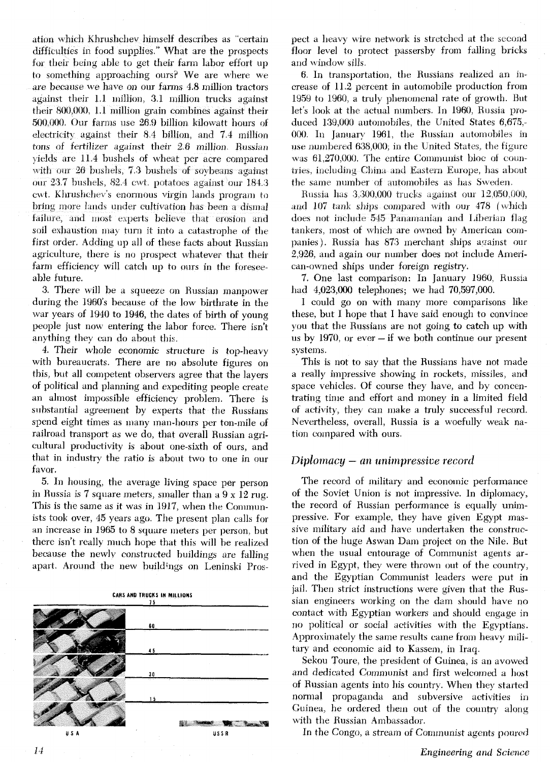ation which Khrushchev himself describes as "certain difficulties in food supplies." What are the prospects for their being able to get their farm labor effort up to something approaching ours? We are where we are because we have on our farms 4.8 million tractors against their 1.1 million, 3.1 million trucks against their 800,000, 1.1 million grain combines against their 500,000. Our farms use 26.9 billion kilowatt hours of electricity against their 8.4 billion, and 7.4 million tons of fertilizer against their 2.6 million. Russian yields are 11.4 bushels of wheat per acre compared with our 26 bushels, 7.3 bushels of soybeans against our 23.7 bushels, 82.4 cwt. potatoes against our 184.3 cwt. Khrushchev's enormous virgin lands program to bring more lands under cultivation has been a dismal failure, and most experts believe that erosion and soil exhaustion may turn it into a catastrophe of the first order. Adding up all of these facts about Russian agriculture, there is no prospect whatever that their farm efficiency will catch up to ours in the foreseeable future.

3. There will be a squeeze on Russian manpower during the 1960's because of the low birthrate in the war years of 1940 to 1946, the dates of birth of young people just now entering the labor force. There isn't anything they can do about this.

4. Their whole economic structure is top-heavy with bureaucrats. There are no absolute figures on this, but all competent observers agree that the layers of political and planning and expediting people create an almost impossible efficiency problem. There is substantial agreement by experts that the Russians spend eight times as many man-hours per ton-mile of railroad transport as we do, that overall Russian agricultural productivity is about one-sixth of ours, and that in industry the ratio is about two to one in our favor.

5. In housing, the average living space per person in Russia is 7 square meters, smaller than a 9 x 12 rug. This is the same as it was in 1917, when the Communists took over, 45 years ago. The present plan calls for an increase in 1965 to 8 square meters per person, but there isn't really much hope that this will be realized because the newly constructed buildings are falling apart. Around the new buildings on Leninski Prospect a heavy wire network is stretched at the second floor level to protect passersby from falling bricks and window sills.

CARS AND TRUCKS IN MILLIONS

75 — 60 — 45 — 30 — 15

USA — USSR

6. In transportation, the Russians realized an increase of 11.2 percent in automobile production from 1959 to 1960, a truly phenomenal rate of growth. But let's look at the actual numbers. In 1960, Russia produced 139,000 automobiles, the United States 6,675,000. In January 1961, the Russian automobiles in use numbered 638,000; in the United States, the figure was 61,270,000. The entire Communist bloc of countries, including China and Eastern Europe, has about the same number of automobiles as has Sweden.

Russia has 3,300,000 trucks against our 12,050,000, and 107 tank ships compared with our 478 (which does not include 545 Panamanian and Liberian flag tankers, most of which are owned by American companies). Russia has 873 merchant ships against our 2,926, and again our number does not include American-owned ships under foreign registry.

7. One last comparison: In January 1960, Russia had 4,023,000 telephones; we had 70,597,000.

I could go on with many more comparisons like these, but I hope that I have said enough to convince you that the Russians are not going to catch up with us by 1970, or ever – if we both continue our present systems.

This is not to say that the Russians have not made a really impressive showing in rockets, missiles, and space vehicles. Of course they have, and by concentrating time and effort and money in a limited field of activity, they can make a truly successful record. Nevertheless, overall, Russia is a woefully weak nation compared with ours.

### *Diplomacy – an unimpressive record*

The record of military and economic performance of the Soviet Union is not impressive. In diplomacy, the record of Russian performance is equally unimpressive. For example, they have given Egypt massive military aid and have undertaken the construction of the huge Aswan Dam project on the Nile. But when the usual entourage of Communist agents arrived in Egypt, they were thrown out of the country, and the Egyptian Communist leaders were put in jail. Then strict instructions were given that the Russian engineers working on the dam should have no contact with Egyptian workers and should engage in no political or social activities with the Egyptians. Approximately the same results came from heavy military and economic aid to Kassem, in Iraq.

Sekou Toure, the president of Guinea, is an avowed and dedicated Communist and first welcomed a host of Russian agents into his country. When they started normal propaganda and subversive activities in Guinea, he ordered them out of the country along with the Russian Ambassador.

In the Congo, a stream of Communist agents poured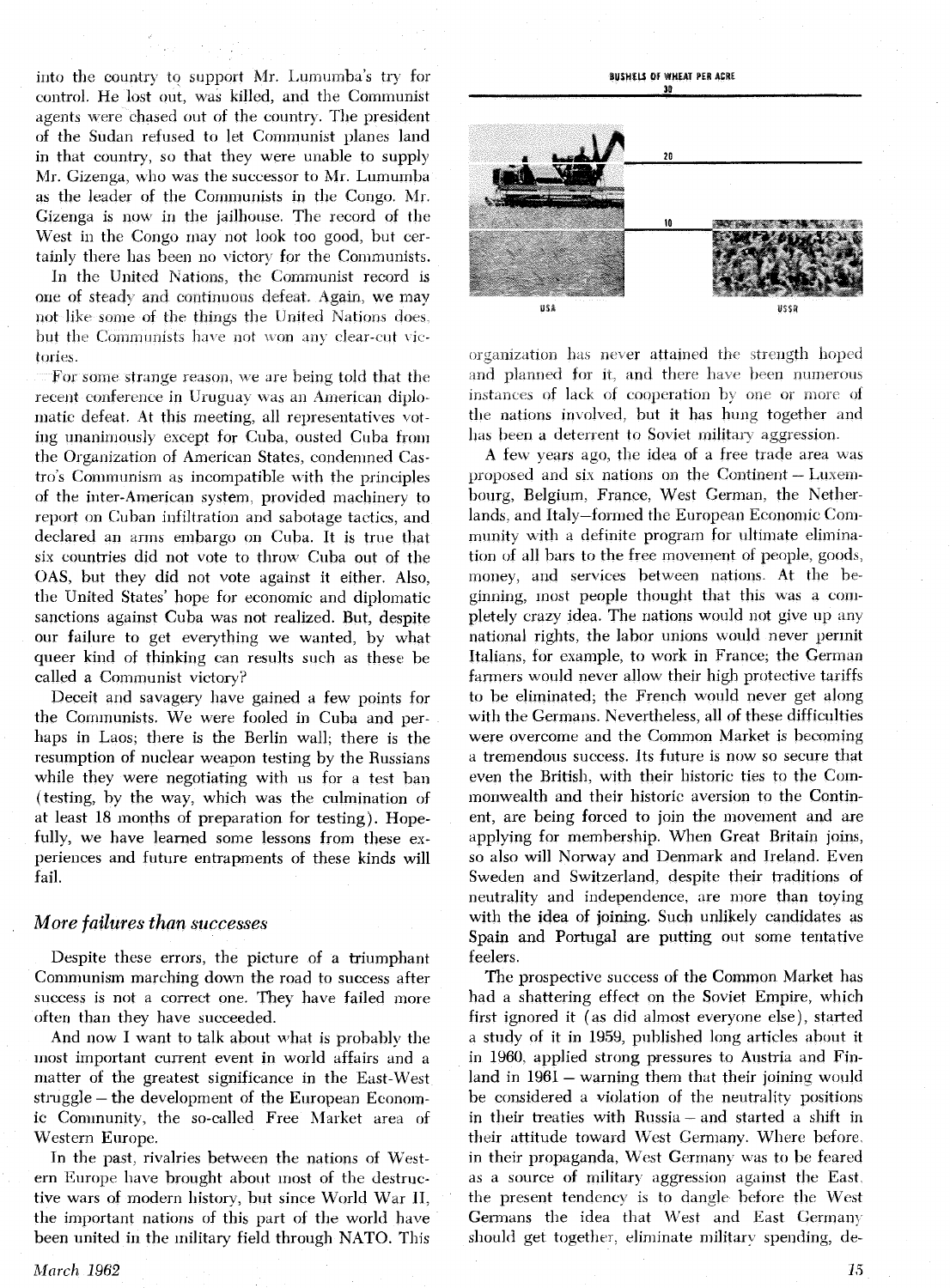into the country to support Mr. Lumumba's try for control. He lost out, was killed, and the Communist agents were chased out of the country. The president of the Sudan refused to let Communist planes land in that country, so that they were unable to supply Mr. Gizenga, who was the successor to Mr. Lumumba as the leader of the Communists in the Congo. Mr. Gizenga is now in the jailhouse. The record of the West in the Congo may not look too good, but certainly there has been no victory for the Communists.

In the United Nations, the Communist record is one of steady and continuous defeat. Again, we may not like some of the things the United Nations does, but the Communists have not won any clear-cut victories.

For some strange reason, we are being told that the recent conference in Uruguay was an American diplomatic defeat. At this meeting, all representatives voting unanimously except for Cuba, ousted Cuba from the Organization of American States, condemned Castro's Communism as incompatible with the principles of the inter-American system, provided machinery to report on Cuban infiltration and sabotage tactics, and declared an arms embargo on Cuba. It is true that six countries did not vote to throw Cuba out of the OAS, but they did not vote against it either. Also, the United States' hope for economic and diplomatic sanctions against Cuba was not realized. But, despite our failure to get everything we wanted, by what queer kind of thinking can results such as these be called a Communist victory?

Deceit and savagery have gained a few points for the Communists. We were fooled in Cuba and perhaps in Laos; there is the Berlin wall; there is the resumption of nuclear weapon testing by the Russians while they were negotiating with us for a test ban (testing, by the way, which was the culmination of at least 18 months of preparation for testing). Hopefully, we have learned some lessons from these experiences and future entrapments of these kinds will fail.

## *More failures than successes*

Despite these errors, the picture of a triumphant Communism marching down the road to success after success is not a correct one. They have failed more often than they have succeeded.

And now I want to talk about what is probably the most important current event in world affairs and a matter of the greatest significance in the East-West struggle – the development of the European Economic Community, the so-called Free Market area of Western Europe.

In the past, rivalries between the nations of Western Europe have brought about most of the destructive wars of modern history, but since World War II, the important nations of this part of the world have been united in the military field through NATO. This organization has never attained the strength hoped and planned for it, and there have been numerous instances of lack of cooperation by one or more of the nations involved, but it has hung together and has been a deterrent to Soviet military aggression.

A few years ago, the idea of a free trade area was proposed and six nations on the Continent – Luxembourg, Belgium, France, West German, the Netherlands, and Italy–formed the European Economic Community with a definite program for ultimate elimination of all bars to the free movement of people, goods, money, and services between nations. At the beginning, most people thought that this was a completely crazy idea. The nations would not give up any national rights, the labor unions would never permit Italians, for example, to work in France; the German farmers would never allow their high protective tariffs to be eliminated; the French would never get along with the Germans. Nevertheless, all of these difficulties were overcome and the Common Market is becoming a tremendous success. Its future is now so secure that even the British, with their historic ties to the Commonwealth and their historic aversion to the Continent, are being forced to join the movement and are applying for membership. When Great Britain joins, so also will Norway and Denmark and Ireland. Even Sweden and Switzerland, despite their traditions of neutrality and independence, are more than toying with the idea of joining. Such unlikely candidates as Spain and Portugal are putting out some tentative feelers.

The prospective success of the Common Market has had a shattering effect on the Soviet Empire, which first ignored it (as did almost everyone else), started a study of it in 1959, published long articles about it in 1960, applied strong pressures to Austria and Finland in 1961 – warning them that their joining would be considered a violation of the neutrality positions in their treaties with Russia – and started a shift in their attitude toward West Germany. Where before, in their propaganda, West Germany was to be feared as a source of military aggression against the East, the present tendency is to dangle before the West Germans the idea that West and East Germany should get together, eliminate military spending, de-

BUSHELS OF WHEAT PER ACRE

30

20

10

USA USSR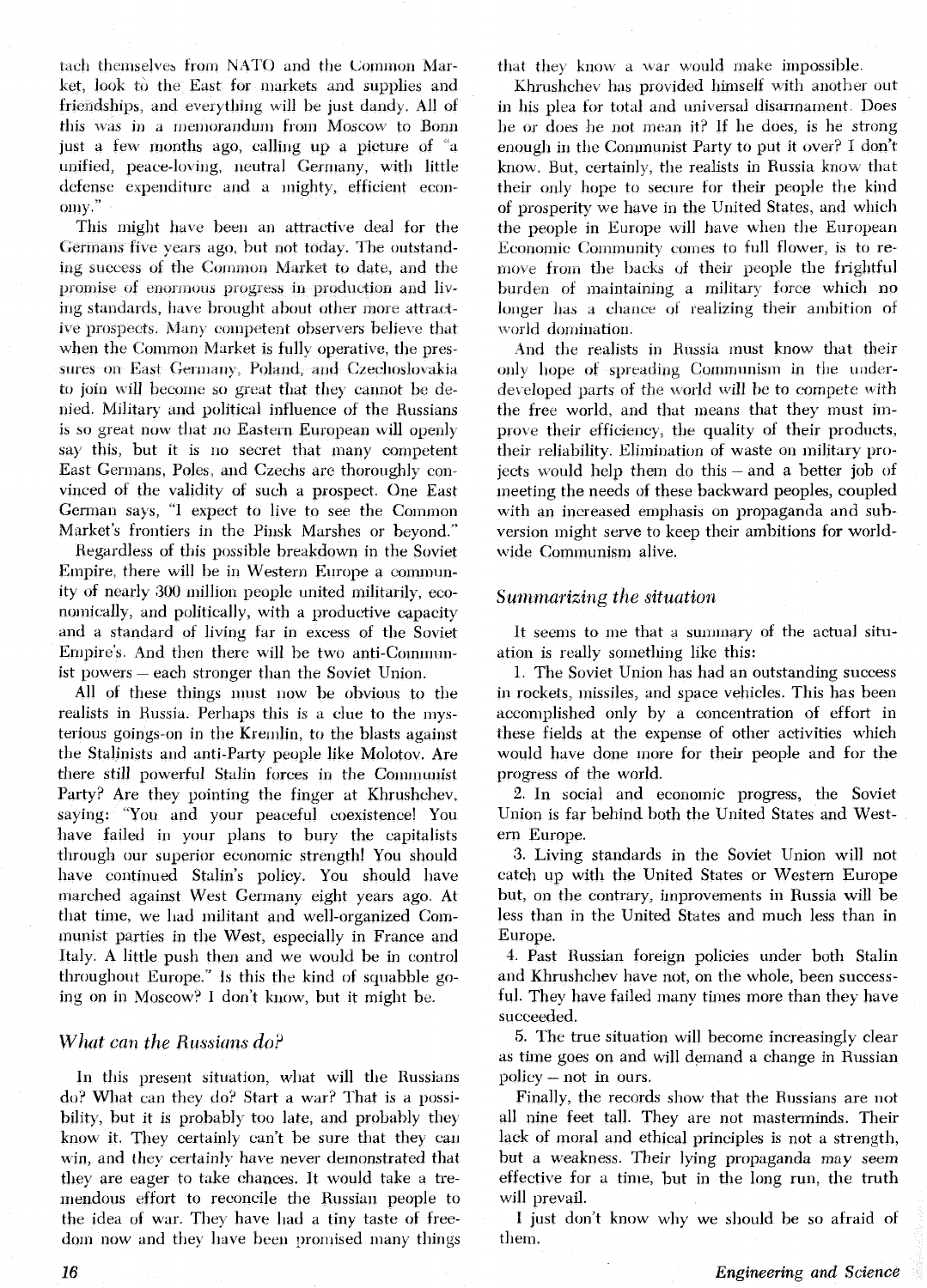tach themselves from NATO and the Common Market, look to the East for markets and supplies and friendships, and everything will be just dandy. All of this was in a memorandum from Moscow to Bonn just a few months ago, calling up a picture of "a unified, peace-loving, neutral Germany, with little defense expenditure and a mighty, efficient economy."

This might have been an attractive deal for the Germans five years ago, but not today. The outstanding success of the Common Market to date, and the promise of enormous progress in production and living standards, have brought about other more attractive prospects. Many competent observers believe that when the Common Market is fully operative, the pressures on East Germany, Poland, and Czechoslovakia to join will become so great that they cannot be denied. Military and political influence of the Russians is so great now that no Eastern European will openly say this, but it is no secret that many competent East Germans, Poles, and Czechs are thoroughly convinced of the validity of such a prospect. One East German says, "I expect to live to see the Common Market's frontiers in the Pinsk Marshes or beyond."

Regardless of this possible breakdown in the Soviet Empire, there will be in Western Europe a community of nearly 300 million people united militarily, economically, and politically, with a productive capacity and a standard of living far in excess of the Soviet Empire's. And then there will be two anti-Communist powers – each stronger than the Soviet Union.

All of these things must now be obvious to the realists in Russia. Perhaps this is a clue to the mysterious goings-on in the Kremlin, to the blasts against the Stalinists and anti-Party people like Molotov. Are there still powerful Stalin forces in the Communist Party? Are they pointing the finger at Khrushchev, saying: "You and your peaceful coexistence! You have failed in your plans to bury the capitalists through our superior economic strength! You should have continued Stalin's policy. You should have marched against West Germany eight years ago. At that time, we had militant and well-organized Communist parties in the West, especially in France and Italy. A little push then and we would be in control throughout Europe." Is this the kind of squabble going on in Moscow? I don't know, but it might be.

## *What can the Russians do?*

In this present situation, what will the Russians do? What can they do? Start a war? That is a possibility, but it is probably too late, and probably they know it. They certainly can't be sure that they can win, and they certainly have never demonstrated that they are eager to take chances. It would take a tremendous effort to reconcile the Russian people to the idea of war. They have had a tiny taste of freedom now and they have been promised many things that they know a war would make impossible.

Khrushchev has provided himself with another out in his plea for total and universal disarmament. Does he or does he not mean it? If he does, is he strong enough in the Communist Party to put it over? I don't know. But, certainly, the realists in Russia know that their only hope to secure for their people the kind of prosperity we have in the United States, and which the people in Europe will have when the European Economic Community comes to full flower, is to remove from the backs of their people the frightful burden of maintaining a military force which no longer has a chance of realizing their ambition of world domination.

And the realists in Russia must know that their only hope of spreading Communism in the underdeveloped parts of the world will be to compete with the free world, and that means that they must improve their efficiency, the quality of their products, their reliability. Elimination of waste on military projects would help them do this – and a better job of meeting the needs of these backward peoples, coupled with an increased emphasis on propaganda and subversion might serve to keep their ambitions for worldwide Communism alive.

## *Summarizing the situation*

It seems to me that a summary of the actual situation is really something like this:

1. The Soviet Union has had an outstanding success in rockets, missiles, and space vehicles. This has been accomplished only by a concentration of effort in these fields at the expense of other activities which would have done more for their people and for the progress of the world.
2. In social and economic progress, the Soviet Union is far behind both the United States and Western Europe.
3. Living standards in the Soviet Union will not catch up with the United States or Western Europe but, on the contrary, improvements in Russia will be less than in the United States and much less than in Europe.
4. Past Russian foreign policies under both Stalin and Khrushchev have not, on the whole, been successful. They have failed many times more than they have succeeded.
5. The true situation will become increasingly clear as time goes on and will demand a change in Russian policy – not in ours.

Finally, the records show that the Russians are not all nine feet tall. They are not masterminds. Their lack of moral and ethical principles is not a strength, but a weakness. Their lying propaganda *may seem* effective for a time, but in the long run, the truth will prevail.

I just don't know why we should be so afraid of them.